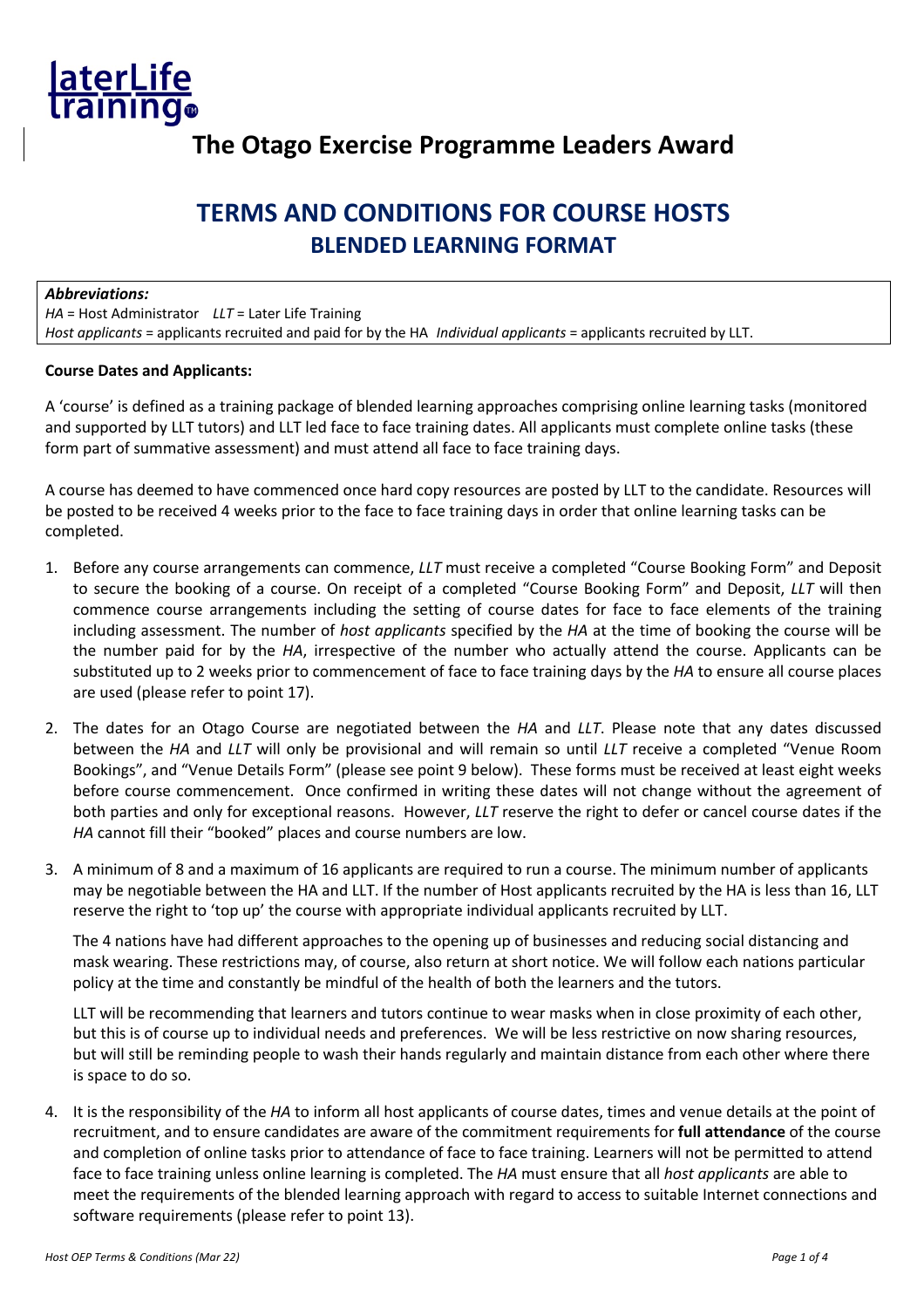laterLife training™

# The Otago Exercise Programme Leaders Award

## TERMS AND CONDITIONS FOR COURSE HOSTS
### BLENDED LEARNING FORMAT

***Abbreviations:***
*HA* = Host Administrator *LLT* = Later Life Training
*Host applicants* = applicants recruited and paid for by the HA *Individual applicants* = applicants recruited by LLT.

**Course Dates and Applicants:**

A 'course' is defined as a training package of blended learning approaches comprising online learning tasks (monitored and supported by LLT tutors) and LLT led face to face training dates. All applicants must complete online tasks (these form part of summative assessment) and must attend all face to face training days.

A course has deemed to have commenced once hard copy resources are posted by LLT to the candidate. Resources will be posted to be received 4 weeks prior to the face to face training days in order that online learning tasks can be completed.

1. Before any course arrangements can commence, *LLT* must receive a completed "Course Booking Form" and Deposit to secure the booking of a course. On receipt of a completed "Course Booking Form" and Deposit, *LLT* will then commence course arrangements including the setting of course dates for face to face elements of the training including assessment. The number of *host applicants* specified by the *HA* at the time of booking the course will be the number paid for by the *HA*, irrespective of the number who actually attend the course. Applicants can be substituted up to 2 weeks prior to commencement of face to face training days by the *HA* to ensure all course places are used (please refer to point 17).

2. The dates for an Otago Course are negotiated between the *HA* and *LLT*. Please note that any dates discussed between the *HA* and *LLT* will only be provisional and will remain so until *LLT* receive a completed "Venue Room Bookings", and "Venue Details Form" (please see point 9 below). These forms must be received at least eight weeks before course commencement. Once confirmed in writing these dates will not change without the agreement of both parties and only for exceptional reasons. However, *LLT* reserve the right to defer or cancel course dates if the *HA* cannot fill their "booked" places and course numbers are low.

3. A minimum of 8 and a maximum of 16 applicants are required to run a course. The minimum number of applicants may be negotiable between the HA and LLT. If the number of Host applicants recruited by the HA is less than 16, LLT reserve the right to 'top up' the course with appropriate individual applicants recruited by LLT.

   The 4 nations have had different approaches to the opening up of businesses and reducing social distancing and mask wearing. These restrictions may, of course, also return at short notice. We will follow each nations particular policy at the time and constantly be mindful of the health of both the learners and the tutors.

   LLT will be recommending that learners and tutors continue to wear masks when in close proximity of each other, but this is of course up to individual needs and preferences. We will be less restrictive on now sharing resources, but will still be reminding people to wash their hands regularly and maintain distance from each other where there is space to do so.

4. It is the responsibility of the *HA* to inform all host applicants of course dates, times and venue details at the point of recruitment, and to ensure candidates are aware of the commitment requirements for **full attendance** of the course and completion of online tasks prior to attendance of face to face training. Learners will not be permitted to attend face to face training unless online learning is completed. The *HA* must ensure that all *host applicants* are able to meet the requirements of the blended learning approach with regard to access to suitable Internet connections and software requirements (please refer to point 13).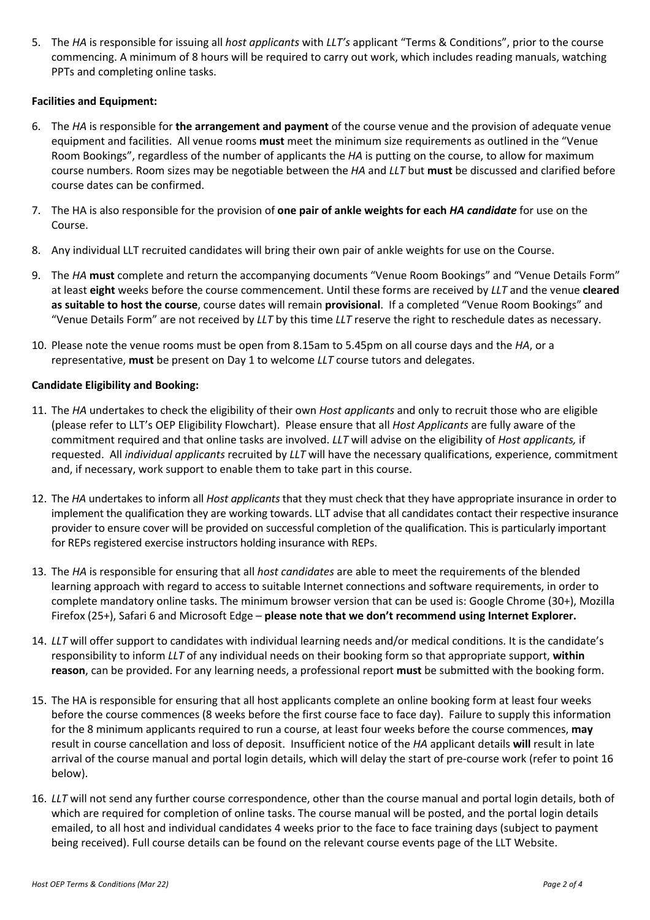5. The *HA* is responsible for issuing all *host applicants* with *LLT's* applicant "Terms & Conditions", prior to the course commencing. A minimum of 8 hours will be required to carry out work, which includes reading manuals, watching PPTs and completing online tasks.

**Facilities and Equipment:**

6. The *HA* is responsible for **the arrangement and payment** of the course venue and the provision of adequate venue equipment and facilities. All venue rooms **must** meet the minimum size requirements as outlined in the "Venue Room Bookings", regardless of the number of applicants the *HA* is putting on the course, to allow for maximum course numbers. Room sizes may be negotiable between the *HA* and *LLT* but **must** be discussed and clarified before course dates can be confirmed.

7. The HA is also responsible for the provision of **one pair of ankle weights for each *HA candidate*** for use on the Course.

8. Any individual LLT recruited candidates will bring their own pair of ankle weights for use on the Course.

9. The *HA* **must** complete and return the accompanying documents "Venue Room Bookings" and "Venue Details Form" at least **eight** weeks before the course commencement. Until these forms are received by *LLT* and the venue **cleared as suitable to host the course**, course dates will remain **provisional**. If a completed "Venue Room Bookings" and "Venue Details Form" are not received by *LLT* by this time *LLT* reserve the right to reschedule dates as necessary.

10. Please note the venue rooms must be open from 8.15am to 5.45pm on all course days and the *HA*, or a representative, **must** be present on Day 1 to welcome *LLT* course tutors and delegates.

**Candidate Eligibility and Booking:**

11. The *HA* undertakes to check the eligibility of their own *Host applicants* and only to recruit those who are eligible (please refer to LLT's OEP Eligibility Flowchart). Please ensure that all *Host Applicants* are fully aware of the commitment required and that online tasks are involved. *LLT* will advise on the eligibility of *Host applicants,* if requested. All *individual applicants* recruited by *LLT* will have the necessary qualifications, experience, commitment and, if necessary, work support to enable them to take part in this course.

12. The *HA* undertakes to inform all *Host applicants* that they must check that they have appropriate insurance in order to implement the qualification they are working towards. LLT advise that all candidates contact their respective insurance provider to ensure cover will be provided on successful completion of the qualification. This is particularly important for REPs registered exercise instructors holding insurance with REPs.

13. The *HA* is responsible for ensuring that all *host candidates* are able to meet the requirements of the blended learning approach with regard to access to suitable Internet connections and software requirements, in order to complete mandatory online tasks. The minimum browser version that can be used is: Google Chrome (30+), Mozilla Firefox (25+), Safari 6 and Microsoft Edge – **please note that we don't recommend using Internet Explorer.**

14. *LLT* will offer support to candidates with individual learning needs and/or medical conditions. It is the candidate's responsibility to inform *LLT* of any individual needs on their booking form so that appropriate support, **within reason**, can be provided. For any learning needs, a professional report **must** be submitted with the booking form.

15. The HA is responsible for ensuring that all host applicants complete an online booking form at least four weeks before the course commences (8 weeks before the first course face to face day). Failure to supply this information for the 8 minimum applicants required to run a course, at least four weeks before the course commences, **may** result in course cancellation and loss of deposit. Insufficient notice of the *HA* applicant details **will** result in late arrival of the course manual and portal login details, which will delay the start of pre-course work (refer to point 16 below).

16. *LLT* will not send any further course correspondence, other than the course manual and portal login details, both of which are required for completion of online tasks. The course manual will be posted, and the portal login details emailed, to all host and individual candidates 4 weeks prior to the face to face training days (subject to payment being received). Full course details can be found on the relevant course events page of the LLT Website.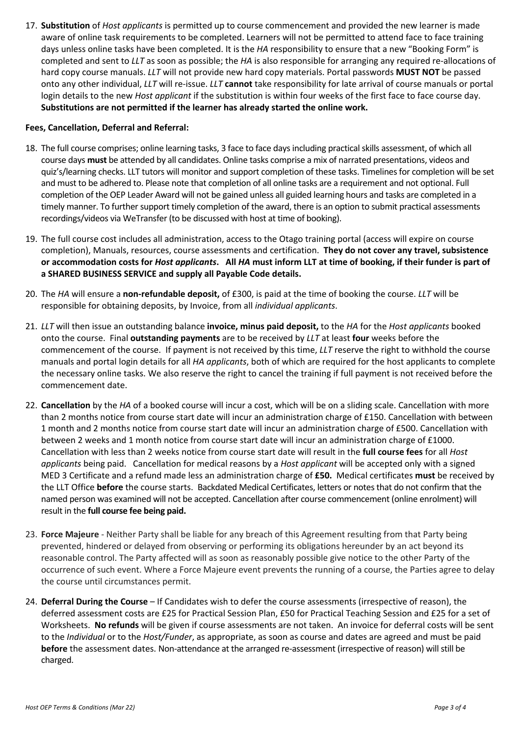17. **Substitution** of *Host applicants* is permitted up to course commencement and provided the new learner is made aware of online task requirements to be completed. Learners will not be permitted to attend face to face training days unless online tasks have been completed. It is the *HA* responsibility to ensure that a new "Booking Form" is completed and sent to *LLT* as soon as possible; the *HA* is also responsible for arranging any required re-allocations of hard copy course manuals. *LLT* will not provide new hard copy materials. Portal passwords **MUST NOT** be passed onto any other individual, *LLT* will re-issue. *LLT* **cannot** take responsibility for late arrival of course manuals or portal login details to the new *Host applicant* if the substitution is within four weeks of the first face to face course day. **Substitutions are not permitted if the learner has already started the online work.**

**Fees, Cancellation, Deferral and Referral:**

18. The full course comprises; online learning tasks, 3 face to face days including practical skills assessment, of which all course days **must** be attended by all candidates. Online tasks comprise a mix of narrated presentations, videos and quiz's/learning checks. LLT tutors will monitor and support completion of these tasks. Timelines for completion will be set and must to be adhered to. Please note that completion of all online tasks are a requirement and not optional. Full completion of the OEP Leader Award will not be gained unless all guided learning hours and tasks are completed in a timely manner. To further support timely completion of the award, there is an option to submit practical assessments recordings/videos via WeTransfer (to be discussed with host at time of booking).

19. The full course cost includes all administration, access to the Otago training portal (access will expire on course completion), Manuals, resources, course assessments and certification. **They do not cover any travel, subsistence or accommodation costs for *Host applicants*. All *HA* must inform LLT at time of booking, if their funder is part of a SHARED BUSINESS SERVICE and supply all Payable Code details.**

20. The *HA* will ensure a **non-refundable deposit,** of £300, is paid at the time of booking the course. *LLT* will be responsible for obtaining deposits, by Invoice, from all *individual applicants*.

21. *LLT* will then issue an outstanding balance **invoice, minus paid deposit,** to the *HA* for the *Host applicants* booked onto the course. Final **outstanding payments** are to be received by *LLT* at least **four** weeks before the commencement of the course. If payment is not received by this time, *LLT* reserve the right to withhold the course manuals and portal login details for all *HA applicants*, both of which are required for the host applicants to complete the necessary online tasks. We also reserve the right to cancel the training if full payment is not received before the commencement date.

22. **Cancellation** by the *HA* of a booked course will incur a cost, which will be on a sliding scale. Cancellation with more than 2 months notice from course start date will incur an administration charge of £150. Cancellation with between 1 month and 2 months notice from course start date will incur an administration charge of £500. Cancellation with between 2 weeks and 1 month notice from course start date will incur an administration charge of £1000. Cancellation with less than 2 weeks notice from course start date will result in the **full course fees** for all *Host applicants* being paid. Cancellation for medical reasons by a *Host applicant* will be accepted only with a signed MED 3 Certificate and a refund made less an administration charge of **£50.** Medical certificates **must** be received by the LLT Office **before** the course starts. Backdated Medical Certificates, letters or notes that do not confirm that the named person was examined will not be accepted. Cancellation after course commencement (online enrolment) will result in the **full course fee being paid.**

23. **Force Majeure** - Neither Party shall be liable for any breach of this Agreement resulting from that Party being prevented, hindered or delayed from observing or performing its obligations hereunder by an act beyond its reasonable control. The Party affected will as soon as reasonably possible give notice to the other Party of the occurrence of such event. Where a Force Majeure event prevents the running of a course, the Parties agree to delay the course until circumstances permit.

24. **Deferral During the Course** – If Candidates wish to defer the course assessments (irrespective of reason), the deferred assessment costs are £25 for Practical Session Plan, £50 for Practical Teaching Session and £25 for a set of Worksheets. **No refunds** will be given if course assessments are not taken. An invoice for deferral costs will be sent to the *Individual* or to the *Host/Funder*, as appropriate, as soon as course and dates are agreed and must be paid **before** the assessment dates. Non-attendance at the arranged re-assessment (irrespective of reason) will still be charged.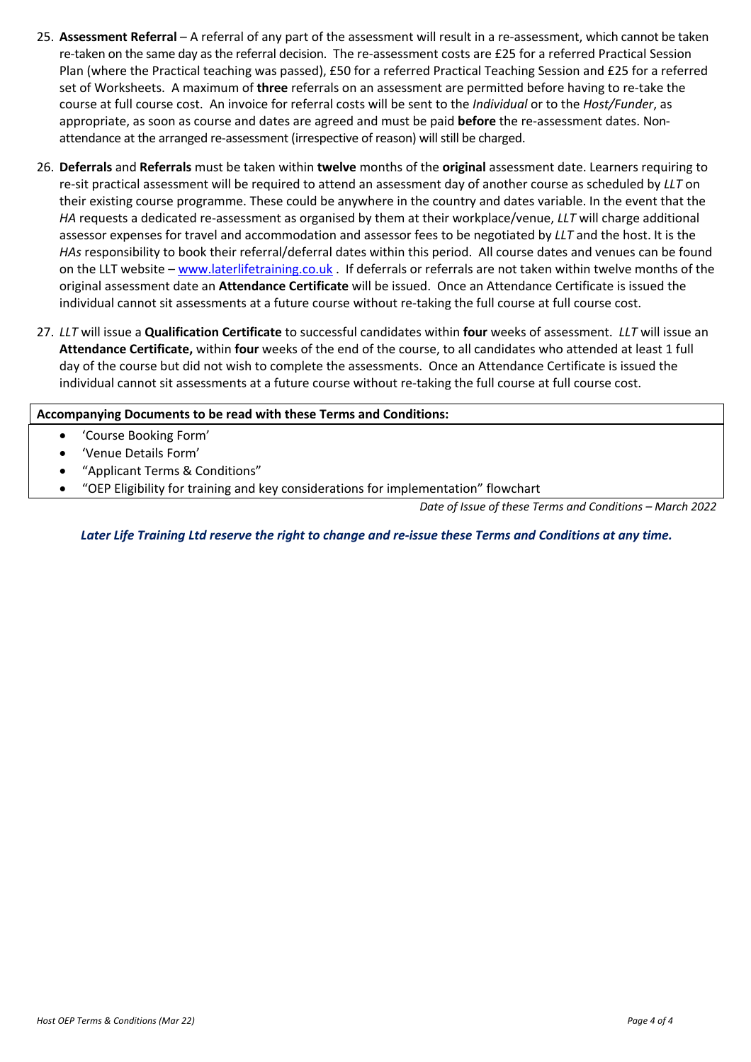25. **Assessment Referral** – A referral of any part of the assessment will result in a re-assessment, which cannot be taken re-taken on the same day as the referral decision. The re-assessment costs are £25 for a referred Practical Session Plan (where the Practical teaching was passed), £50 for a referred Practical Teaching Session and £25 for a referred set of Worksheets. A maximum of **three** referrals on an assessment are permitted before having to re-take the course at full course cost. An invoice for referral costs will be sent to the *Individual* or to the *Host/Funder*, as appropriate, as soon as course and dates are agreed and must be paid **before** the re-assessment dates. Non-attendance at the arranged re-assessment (irrespective of reason) will still be charged.

26. **Deferrals** and **Referrals** must be taken within **twelve** months of the **original** assessment date. Learners requiring to re-sit practical assessment will be required to attend an assessment day of another course as scheduled by *LLT* on their existing course programme. These could be anywhere in the country and dates variable. In the event that the *HA* requests a dedicated re-assessment as organised by them at their workplace/venue, *LLT* will charge additional assessor expenses for travel and accommodation and assessor fees to be negotiated by *LLT* and the host. It is the *HAs* responsibility to book their referral/deferral dates within this period. All course dates and venues can be found on the LLT website – www.laterlifetraining.co.uk . If deferrals or referrals are not taken within twelve months of the original assessment date an **Attendance Certificate** will be issued. Once an Attendance Certificate is issued the individual cannot sit assessments at a future course without re-taking the full course at full course cost.

27. *LLT* will issue a **Qualification Certificate** to successful candidates within **four** weeks of assessment. *LLT* will issue an **Attendance Certificate,** within **four** weeks of the end of the course, to all candidates who attended at least 1 full day of the course but did not wish to complete the assessments. Once an Attendance Certificate is issued the individual cannot sit assessments at a future course without re-taking the full course at full course cost.

**Accompanying Documents to be read with these Terms and Conditions:**

- 'Course Booking Form'
- 'Venue Details Form'
- "Applicant Terms & Conditions"
- "OEP Eligibility for training and key considerations for implementation" flowchart

*Date of Issue of these Terms and Conditions – March 2022*

***Later Life Training Ltd reserve the right to change and re-issue these Terms and Conditions at any time.***